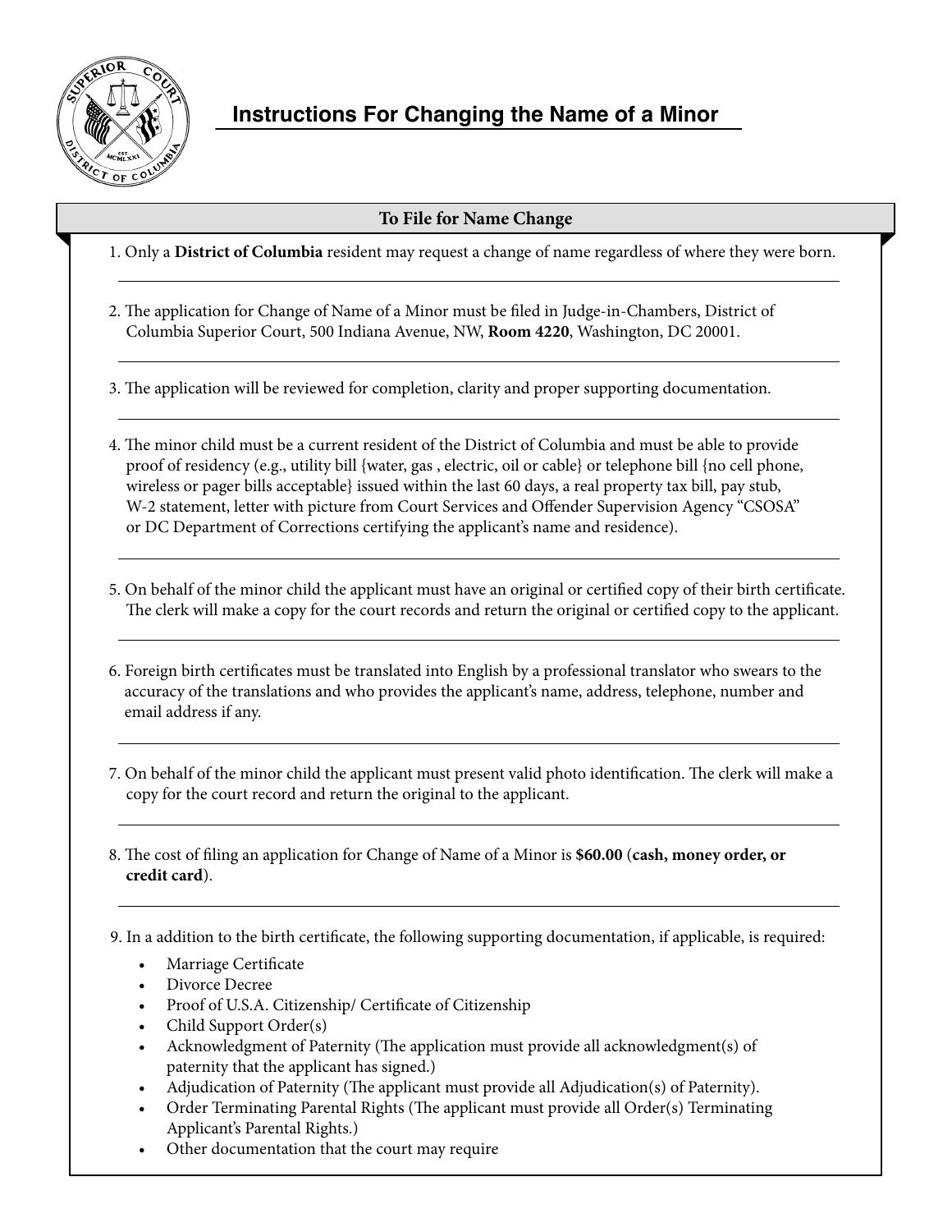# Instructions For Changing the Name of a Minor

## To File for Name Change

1. Only a **District of Columbia** resident may request a change of name regardless of where they were born.

2. The application for Change of Name of a Minor must be filed in Judge-in-Chambers, District of Columbia Superior Court, 500 Indiana Avenue, NW, **Room 4220**, Washington, DC 20001.

3. The application will be reviewed for completion, clarity and proper supporting documentation.

4. The minor child must be a current resident of the District of Columbia and must be able to provide proof of residency (e.g., utility bill {water, gas , electric, oil or cable} or telephone bill {no cell phone, wireless or pager bills acceptable} issued within the last 60 days, a real property tax bill, pay stub, W-2 statement, letter with picture from Court Services and Offender Supervision Agency "CSOSA" or DC Department of Corrections certifying the applicant's name and residence).

5. On behalf of the minor child the applicant must have an original or certified copy of their birth certificate. The clerk will make a copy for the court records and return the original or certified copy to the applicant.

6. Foreign birth certificates must be translated into English by a professional translator who swears to the accuracy of the translations and who provides the applicant's name, address, telephone, number and email address if any.

7. On behalf of the minor child the applicant must present valid photo identification. The clerk will make a copy for the court record and return the original to the applicant.

8. The cost of filing an application for Change of Name of a Minor is **$60.00** (**cash, money order, or credit card**).

9. In a addition to the birth certificate, the following supporting documentation, if applicable, is required:
   - Marriage Certificate
   - Divorce Decree
   - Proof of U.S.A. Citizenship/ Certificate of Citizenship
   - Child Support Order(s)
   - Acknowledgment of Paternity (The application must provide all acknowledgment(s) of paternity that the applicant has signed.)
   - Adjudication of Paternity (The applicant must provide all Adjudication(s) of Paternity).
   - Order Terminating Parental Rights (The applicant must provide all Order(s) Terminating Applicant's Parental Rights.)
   - Other documentation that the court may require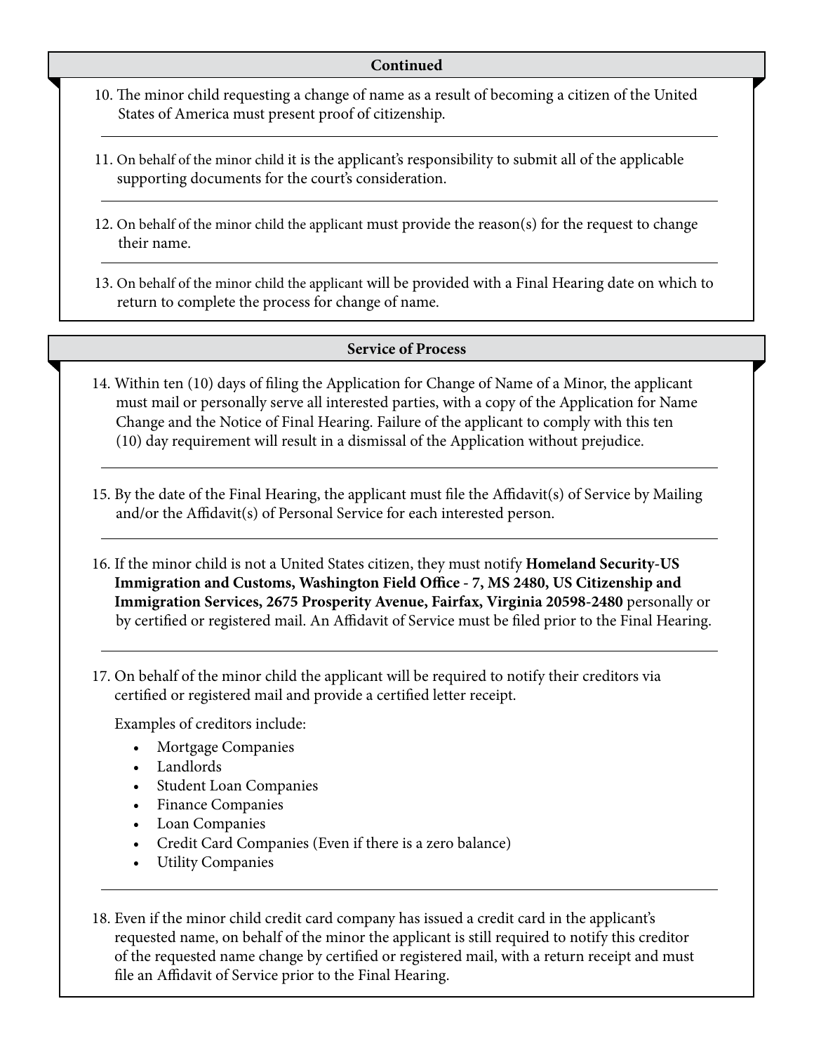## Continued

10. The minor child requesting a change of name as a result of becoming a citizen of the United States of America must present proof of citizenship.

11. On behalf of the minor child it is the applicant's responsibility to submit all of the applicable supporting documents for the court's consideration.

12. On behalf of the minor child the applicant must provide the reason(s) for the request to change their name.

13. On behalf of the minor child the applicant will be provided with a Final Hearing date on which to return to complete the process for change of name.

## Service of Process

14. Within ten (10) days of filing the Application for Change of Name of a Minor, the applicant must mail or personally serve all interested parties, with a copy of the Application for Name Change and the Notice of Final Hearing. Failure of the applicant to comply with this ten (10) day requirement will result in a dismissal of the Application without prejudice.

15. By the date of the Final Hearing, the applicant must file the Affidavit(s) of Service by Mailing and/or the Affidavit(s) of Personal Service for each interested person.

16. If the minor child is not a United States citizen, they must notify **Homeland Security-US Immigration and Customs, Washington Field Office - 7, MS 2480, US Citizenship and Immigration Services, 2675 Prosperity Avenue, Fairfax, Virginia 20598-2480** personally or by certified or registered mail. An Affidavit of Service must be filed prior to the Final Hearing.

17. On behalf of the minor child the applicant will be required to notify their creditors via certified or registered mail and provide a certified letter receipt.

    Examples of creditors include:

    - Mortgage Companies
    - Landlords
    - Student Loan Companies
    - Finance Companies
    - Loan Companies
    - Credit Card Companies (Even if there is a zero balance)
    - Utility Companies

18. Even if the minor child credit card company has issued a credit card in the applicant's requested name, on behalf of the minor the applicant is still required to notify this creditor of the requested name change by certified or registered mail, with a return receipt and must file an Affidavit of Service prior to the Final Hearing.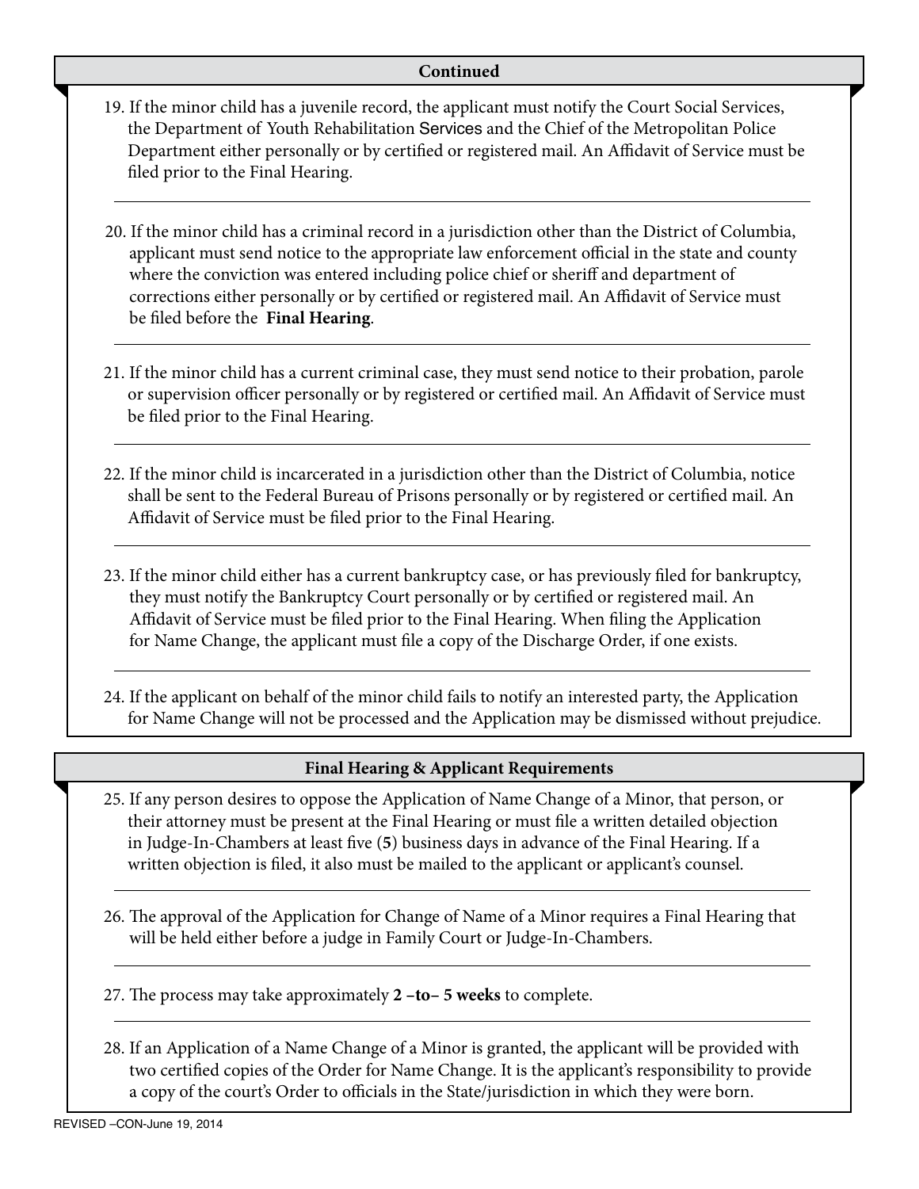## Continued

19. If the minor child has a juvenile record, the applicant must notify the Court Social Services, the Department of Youth Rehabilitation Services and the Chief of the Metropolitan Police Department either personally or by certified or registered mail. An Affidavit of Service must be filed prior to the Final Hearing.

20. If the minor child has a criminal record in a jurisdiction other than the District of Columbia, applicant must send notice to the appropriate law enforcement official in the state and county where the conviction was entered including police chief or sheriff and department of corrections either personally or by certified or registered mail. An Affidavit of Service must be filed before the **Final Hearing**.

21. If the minor child has a current criminal case, they must send notice to their probation, parole or supervision officer personally or by registered or certified mail. An Affidavit of Service must be filed prior to the Final Hearing.

22. If the minor child is incarcerated in a jurisdiction other than the District of Columbia, notice shall be sent to the Federal Bureau of Prisons personally or by registered or certified mail. An Affidavit of Service must be filed prior to the Final Hearing.

23. If the minor child either has a current bankruptcy case, or has previously filed for bankruptcy, they must notify the Bankruptcy Court personally or by certified or registered mail. An Affidavit of Service must be filed prior to the Final Hearing. When filing the Application for Name Change, the applicant must file a copy of the Discharge Order, if one exists.

24. If the applicant on behalf of the minor child fails to notify an interested party, the Application for Name Change will not be processed and the Application may be dismissed without prejudice.

## Final Hearing & Applicant Requirements

25. If any person desires to oppose the Application of Name Change of a Minor, that person, or their attorney must be present at the Final Hearing or must file a written detailed objection in Judge-In-Chambers at least five (**5**) business days in advance of the Final Hearing. If a written objection is filed, it also must be mailed to the applicant or applicant's counsel.

26. The approval of the Application for Change of Name of a Minor requires a Final Hearing that will be held either before a judge in Family Court or Judge-In-Chambers.

27. The process may take approximately **2 –to– 5 weeks** to complete.

28. If an Application of a Name Change of a Minor is granted, the applicant will be provided with two certified copies of the Order for Name Change. It is the applicant's responsibility to provide a copy of the court's Order to officials in the State/jurisdiction in which they were born.

REVISED –CON-June 19, 2014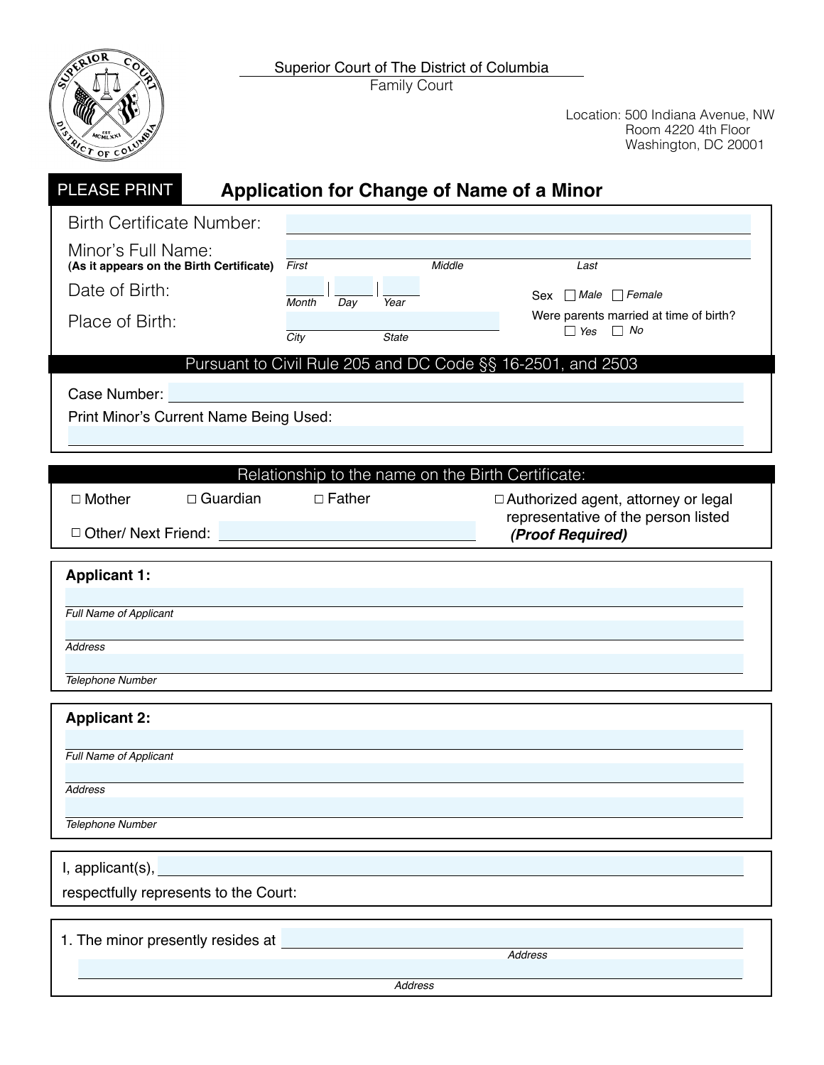Superior Court of The District of Columbia
Family Court

Location: 500 Indiana Avenue, NW
Room 4220 4th Floor
Washington, DC 20001

PLEASE PRINT

# Application for Change of Name of a Minor

Birth Certificate Number: ____________________

Minor's Full Name: ____________________
**(As it appears on the Birth Certificate)**
*First* *Middle* *Last*

Date of Birth: ______ | ______ | ______
*Month* *Day* *Year*

Sex ☐ *Male* ☐ *Female*

Place of Birth: ____________________
*City* *State*

Were parents married at time of birth?
☐ *Yes* ☐ *No*

## Pursuant to Civil Rule 205 and DC Code §§ 16-2501, and 2503

Case Number: ____________________

Print Minor's Current Name Being Used:

____________________

## Relationship to the name on the Birth Certificate:

☐ Mother ☐ Guardian ☐ Father ☐ Authorized agent, attorney or legal representative of the person listed ***(Proof Required)***

☐ Other/ Next Friend: ____________________

**Applicant 1:**

____________________
*Full Name of Applicant*

____________________
*Address*

____________________
*Telephone Number*

**Applicant 2:**

____________________
*Full Name of Applicant*

____________________
*Address*

____________________
*Telephone Number*

I, applicant(s), ____________________

respectfully represents to the Court:

1. The minor presently resides at ____________________
*Address*

____________________
*Address*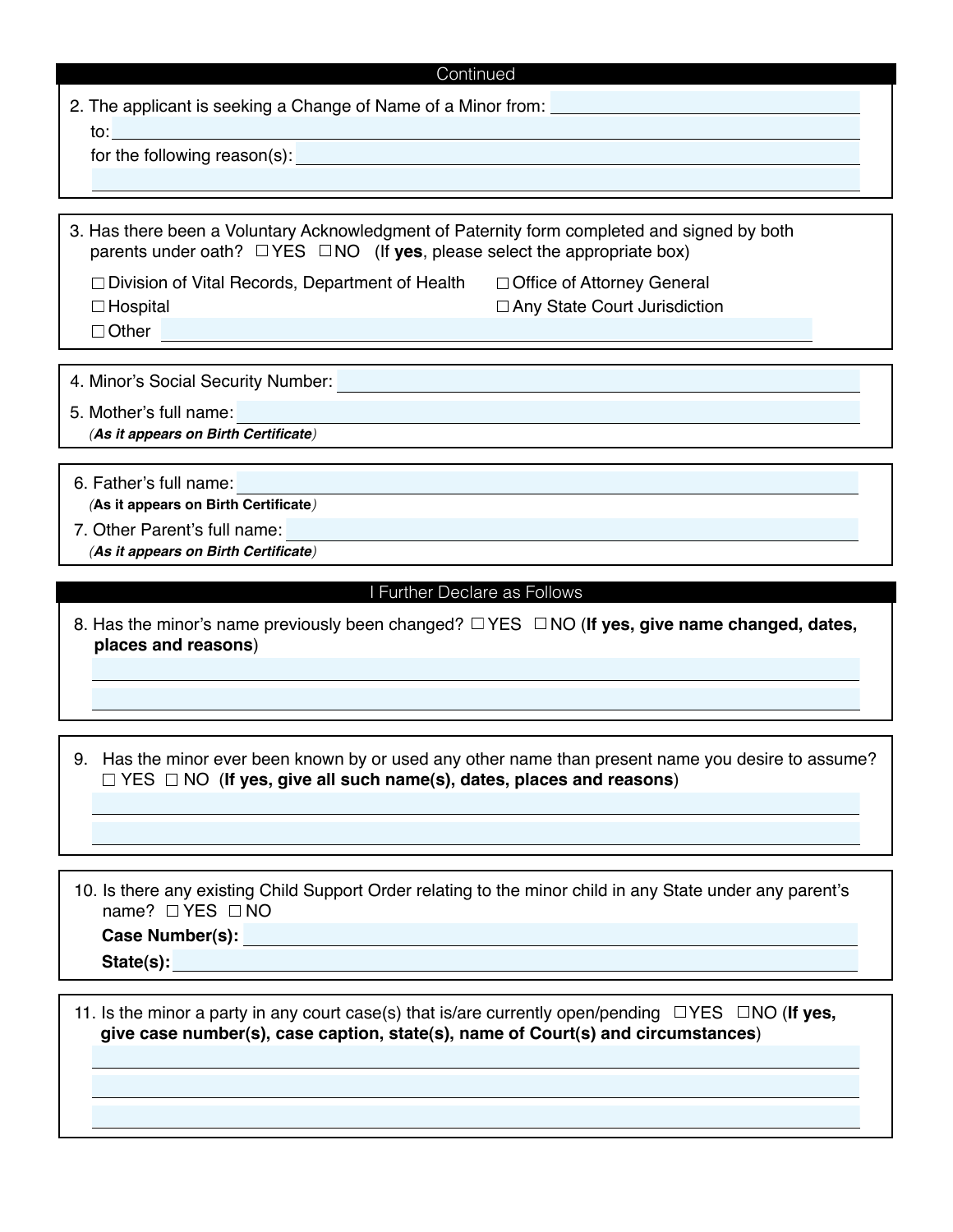## Continued

2. The applicant is seeking a Change of Name of a Minor from: ______________________

   to: ______________________

   for the following reason(s): ______________________

   ______________________

3. Has there been a Voluntary Acknowledgment of Paternity form completed and signed by both parents under oath? ☐ YES ☐ NO (If **yes**, please select the appropriate box)

   ☐ Division of Vital Records, Department of Health
   ☐ Office of Attorney General
   ☐ Hospital
   ☐ Any State Court Jurisdiction
   ☐ Other ______________________

4. Minor's Social Security Number: ______________________

5. Mother's full name: ______________________
   ***(As it appears on Birth Certificate)***

6. Father's full name: ______________________
   ***(As it appears on Birth Certificate)***

7. Other Parent's full name: ______________________
   ***(As it appears on Birth Certificate)***

## I Further Declare as Follows

8. Has the minor's name previously been changed? ☐ YES ☐ NO (**If yes, give name changed, dates, places and reasons**)

   ______________________

   ______________________

9. Has the minor ever been known by or used any other name than present name you desire to assume? ☐ YES ☐ NO (**If yes, give all such name(s), dates, places and reasons**)

   ______________________

   ______________________

10. Is there any existing Child Support Order relating to the minor child in any State under any parent's name? ☐ YES ☐ NO

    **Case Number(s):** ______________________

    **State(s):** ______________________

11. Is the minor a party in any court case(s) that is/are currently open/pending ☐ YES ☐ NO (**If yes, give case number(s), case caption, state(s), name of Court(s) and circumstances**)

    ______________________

    ______________________

    ______________________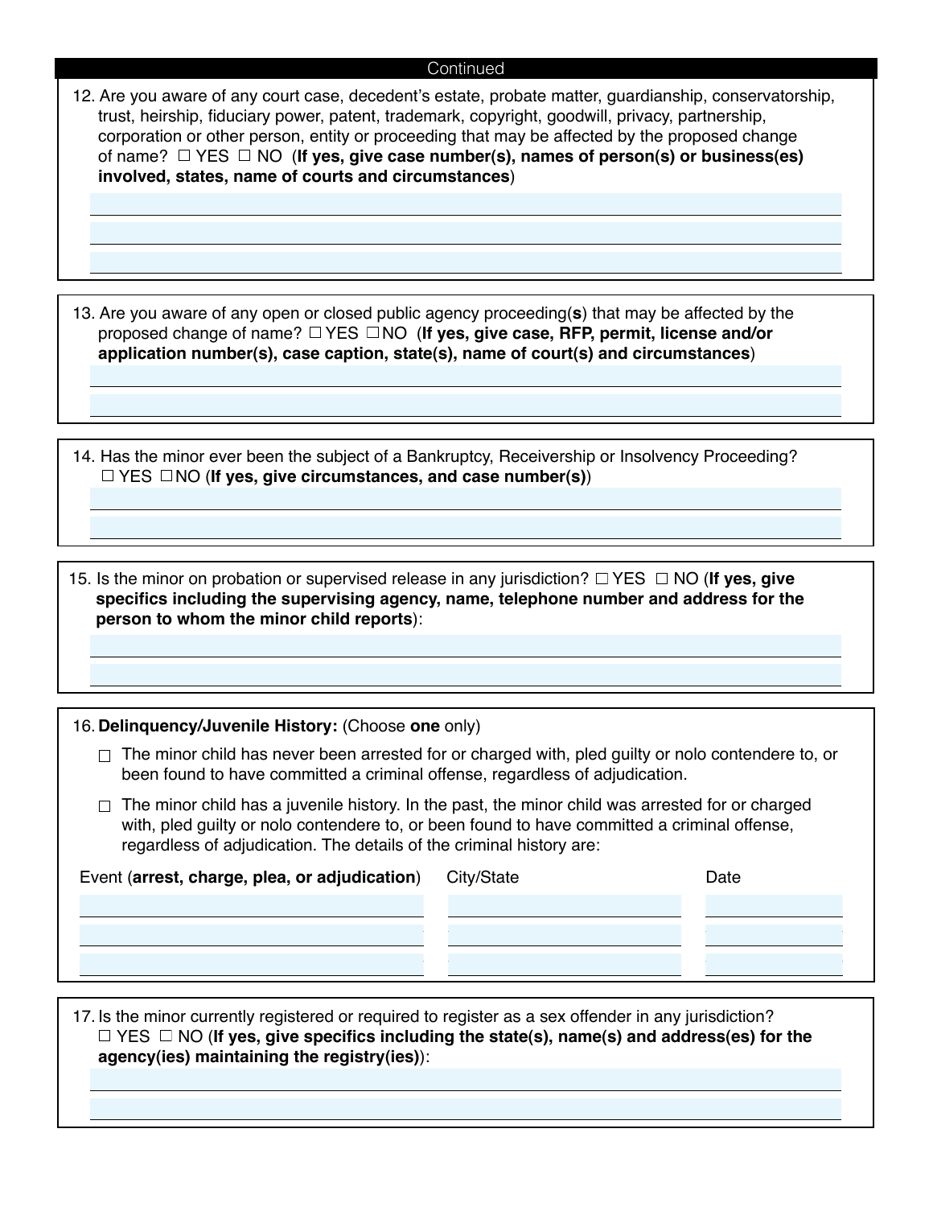Continued

12. Are you aware of any court case, decedent's estate, probate matter, guardianship, conservatorship, trust, heirship, fiduciary power, patent, trademark, copyright, goodwill, privacy, partnership, corporation or other person, entity or proceeding that may be affected by the proposed change of name? ☐ YES ☐ NO (**If yes, give case number(s), names of person(s) or business(es) involved, states, name of courts and circumstances**)

_______________________________________________

_______________________________________________

_______________________________________________

13. Are you aware of any open or closed public agency proceeding(**s**) that may be affected by the proposed change of name? ☐ YES ☐ NO (**If yes, give case, RFP, permit, license and/or application number(s), case caption, state(s), name of court(s) and circumstances**)

_______________________________________________

_______________________________________________

14. Has the minor ever been the subject of a Bankruptcy, Receivership or Insolvency Proceeding? ☐ YES ☐ NO (**If yes, give circumstances, and case number(s)**)

_______________________________________________

_______________________________________________

15. Is the minor on probation or supervised release in any jurisdiction? ☐ YES ☐ NO (**If yes, give specifics including the supervising agency, name, telephone number and address for the person to whom the minor child reports**):

_______________________________________________

_______________________________________________

16. **Delinquency/Juvenile History:** (Choose **one** only)

☐ The minor child has never been arrested for or charged with, pled guilty or nolo contendere to, or been found to have committed a criminal offense, regardless of adjudication.

☐ The minor child has a juvenile history. In the past, the minor child was arrested for or charged with, pled guilty or nolo contendere to, or been found to have committed a criminal offense, regardless of adjudication. The details of the criminal history are:

| Event (**arrest, charge, plea, or adjudication**) | City/State | Date |
|---|---|---|
| | | |
| | | |
| | | |

17. Is the minor currently registered or required to register as a sex offender in any jurisdiction? ☐ YES ☐ NO (**If yes, give specifics including the state(s), name(s) and address(es) for the agency(ies) maintaining the registry(ies)**):

_______________________________________________

_______________________________________________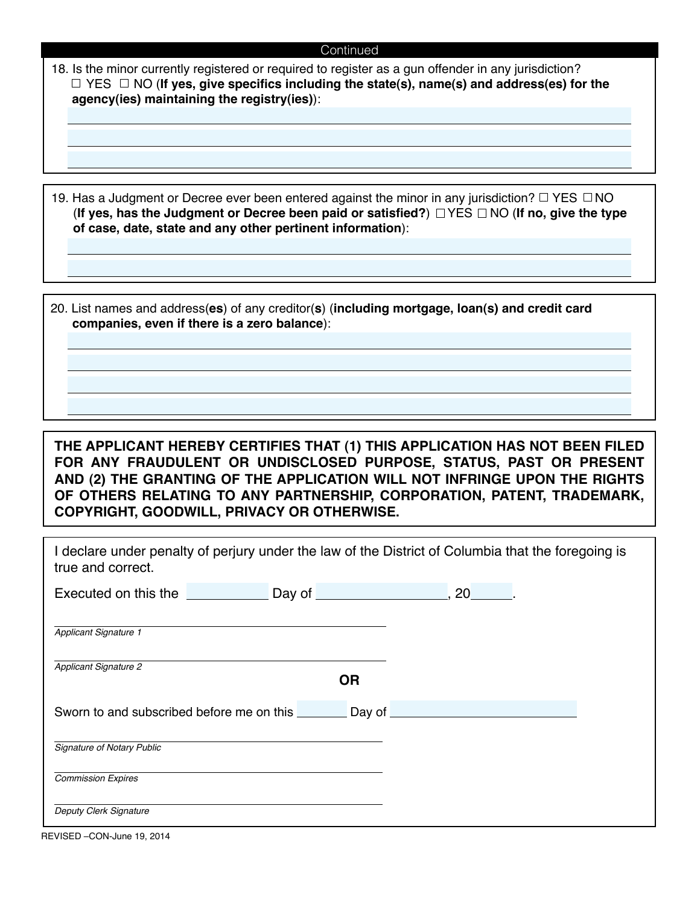Continued

18. Is the minor currently registered or required to register as a gun offender in any jurisdiction?
☐ YES ☐ NO (**If yes, give specifics including the state(s), name(s) and address(es) for the agency(ies) maintaining the registry(ies)**):

_______________________________________________

_______________________________________________

_______________________________________________

19. Has a Judgment or Decree ever been entered against the minor in any jurisdiction? ☐ YES ☐ NO (**If yes, has the Judgment or Decree been paid or satisfied?**) ☐ YES ☐ NO (**If no, give the type of case, date, state and any other pertinent information**):

_______________________________________________

_______________________________________________

20. List names and address(**es**) of any creditor(**s**) (**including mortgage, loan(s) and credit card companies, even if there is a zero balance**):

_______________________________________________

_______________________________________________

_______________________________________________

_______________________________________________

**THE APPLICANT HEREBY CERTIFIES THAT (1) THIS APPLICATION HAS NOT BEEN FILED FOR ANY FRAUDULENT OR UNDISCLOSED PURPOSE, STATUS, PAST OR PRESENT AND (2) THE GRANTING OF THE APPLICATION WILL NOT INFRINGE UPON THE RIGHTS OF OTHERS RELATING TO ANY PARTNERSHIP, CORPORATION, PATENT, TRADEMARK, COPYRIGHT, GOODWILL, PRIVACY OR OTHERWISE.**

I declare under penalty of perjury under the law of the District of Columbia that the foregoing is true and correct.

Executed on this the __________ Day of ________________, 20_____.

_______________________________________________
*Applicant Signature 1*

_______________________________________________
*Applicant Signature 2*

**OR**

Sworn to and subscribed before me on this _______ Day of ________________________

_______________________________________________
*Signature of Notary Public*

_______________________________________________
*Commission Expires*

_______________________________________________
*Deputy Clerk Signature*

REVISED –CON-June 19, 2014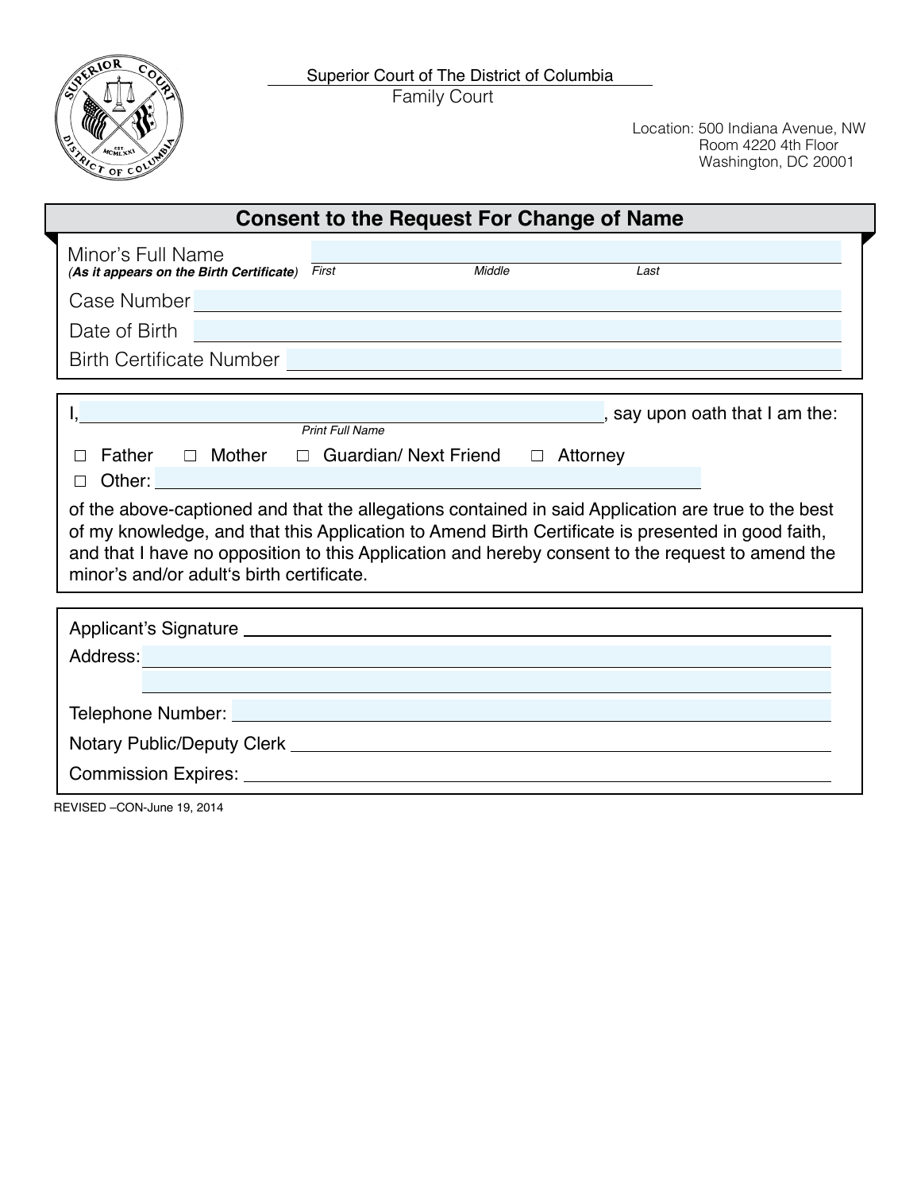Superior Court of The District of Columbia
Family Court

Location: 500 Indiana Avenue, NW
Room 4220 4th Floor
Washington, DC 20001

## Consent to the Request For Change of Name

Minor's Full Name ______________________________________________
(***As it appears on the Birth Certificate***) *First* *Middle* *Last*

Case Number ______________________________________________

Date of Birth ______________________________________________

Birth Certificate Number ______________________________________________

I, ______________________________________________, say upon oath that I am the:
*Print Full Name*

☐ Father ☐ Mother ☐ Guardian/ Next Friend ☐ Attorney

☐ Other: ______________________________________________

of the above-captioned and that the allegations contained in said Application are true to the best of my knowledge, and that this Application to Amend Birth Certificate is presented in good faith, and that I have no opposition to this Application and hereby consent to the request to amend the minor's and/or adult's birth certificate.

Applicant's Signature ______________________________________________

Address: ______________________________________________

______________________________________________

Telephone Number: ______________________________________________

Notary Public/Deputy Clerk ______________________________________________

Commission Expires: ______________________________________________

REVISED –CON-June 19, 2014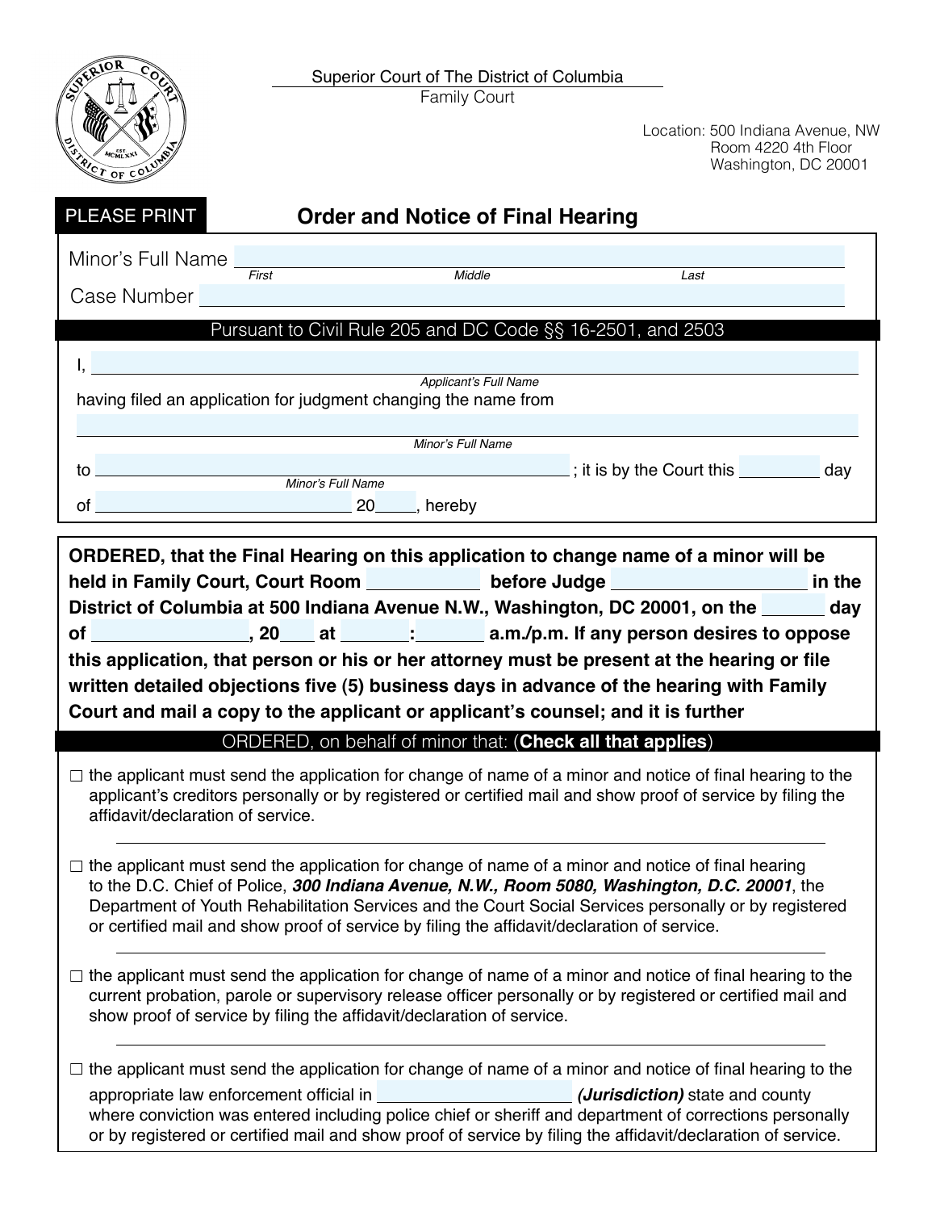Superior Court of The District of Columbia
Family Court

Location: 500 Indiana Avenue, NW
Room 4220 4th Floor
Washington, DC 20001

PLEASE PRINT

# Order and Notice of Final Hearing

Minor's Full Name ______________________________________________
First Middle Last

Case Number ______________________________________________

**Pursuant to Civil Rule 205 and DC Code §§ 16-2501, and 2503**

I, ______________________________________________
Applicant's Full Name

having filed an application for judgment changing the name from

______________________________________________
Minor's Full Name

to ______________________________________________ ; it is by the Court this ________ day
Minor's Full Name

of ______________________ 20____, hereby

**ORDERED, that the Final Hearing on this application to change name of a minor will be held in Family Court, Court Room __________ before Judge ________________ in the District of Columbia at 500 Indiana Avenue N.W., Washington, DC 20001, on the ______ day of ______________, 20___ at ______:______ a.m./p.m. If any person desires to oppose this application, that person or his or her attorney must be present at the hearing or file written detailed objections five (5) business days in advance of the hearing with Family Court and mail a copy to the applicant or applicant's counsel; and it is further**

ORDERED, on behalf of minor that: (**Check all that applies**)

☐ the applicant must send the application for change of name of a minor and notice of final hearing to the applicant's creditors personally or by registered or certified mail and show proof of service by filing the affidavit/declaration of service.

☐ the applicant must send the application for change of name of a minor and notice of final hearing to the D.C. Chief of Police, ***300 Indiana Avenue, N.W., Room 5080, Washington, D.C. 20001***, the Department of Youth Rehabilitation Services and the Court Social Services personally or by registered or certified mail and show proof of service by filing the affidavit/declaration of service.

☐ the applicant must send the application for change of name of a minor and notice of final hearing to the current probation, parole or supervisory release officer personally or by registered or certified mail and show proof of service by filing the affidavit/declaration of service.

☐ the applicant must send the application for change of name of a minor and notice of final hearing to the appropriate law enforcement official in ____________________ ***(Jurisdiction)*** state and county where conviction was entered including police chief or sheriff and department of corrections personally or by registered or certified mail and show proof of service by filing the affidavit/declaration of service.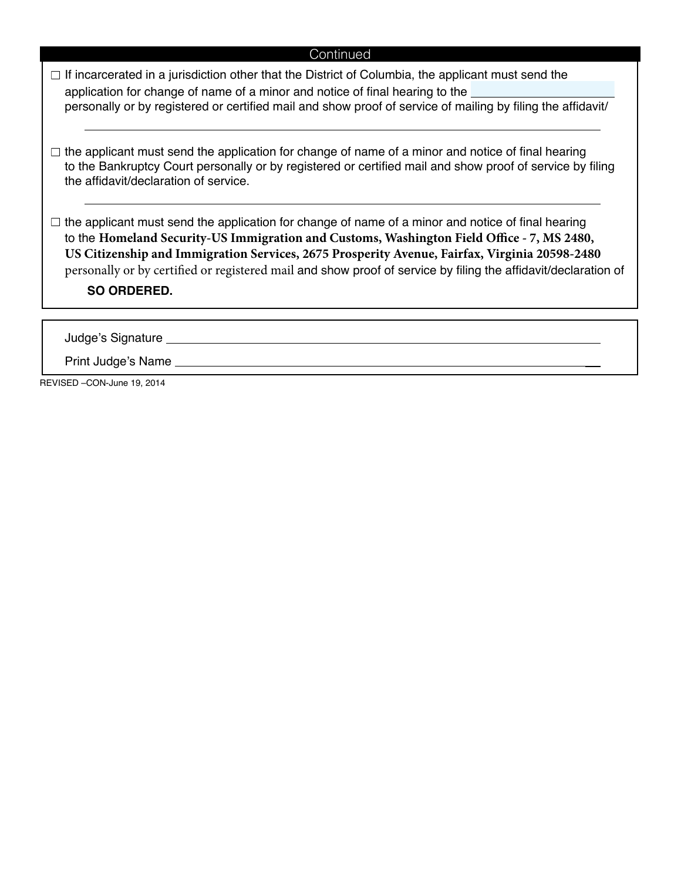Continued

☐ If incarcerated in a jurisdiction other that the District of Columbia, the applicant must send the application for change of name of a minor and notice of final hearing to the ____________________ personally or by registered or certified mail and show proof of service of mailing by filing the affidavit/

______________________________________________________________________

☐ the applicant must send the application for change of name of a minor and notice of final hearing to the Bankruptcy Court personally or by registered or certified mail and show proof of service by filing the affidavit/declaration of service.

______________________________________________________________________

☐ the applicant must send the application for change of name of a minor and notice of final hearing to the **Homeland Security-US Immigration and Customs, Washington Field Office - 7, MS 2480, US Citizenship and Immigration Services, 2675 Prosperity Avenue, Fairfax, Virginia 20598-2480** personally or by certified or registered mail and show proof of service by filing the affidavit/declaration of

**SO ORDERED.**

Judge's Signature ______________________________________________

Print Judge's Name ______________________________________________

REVISED –CON-June 19, 2014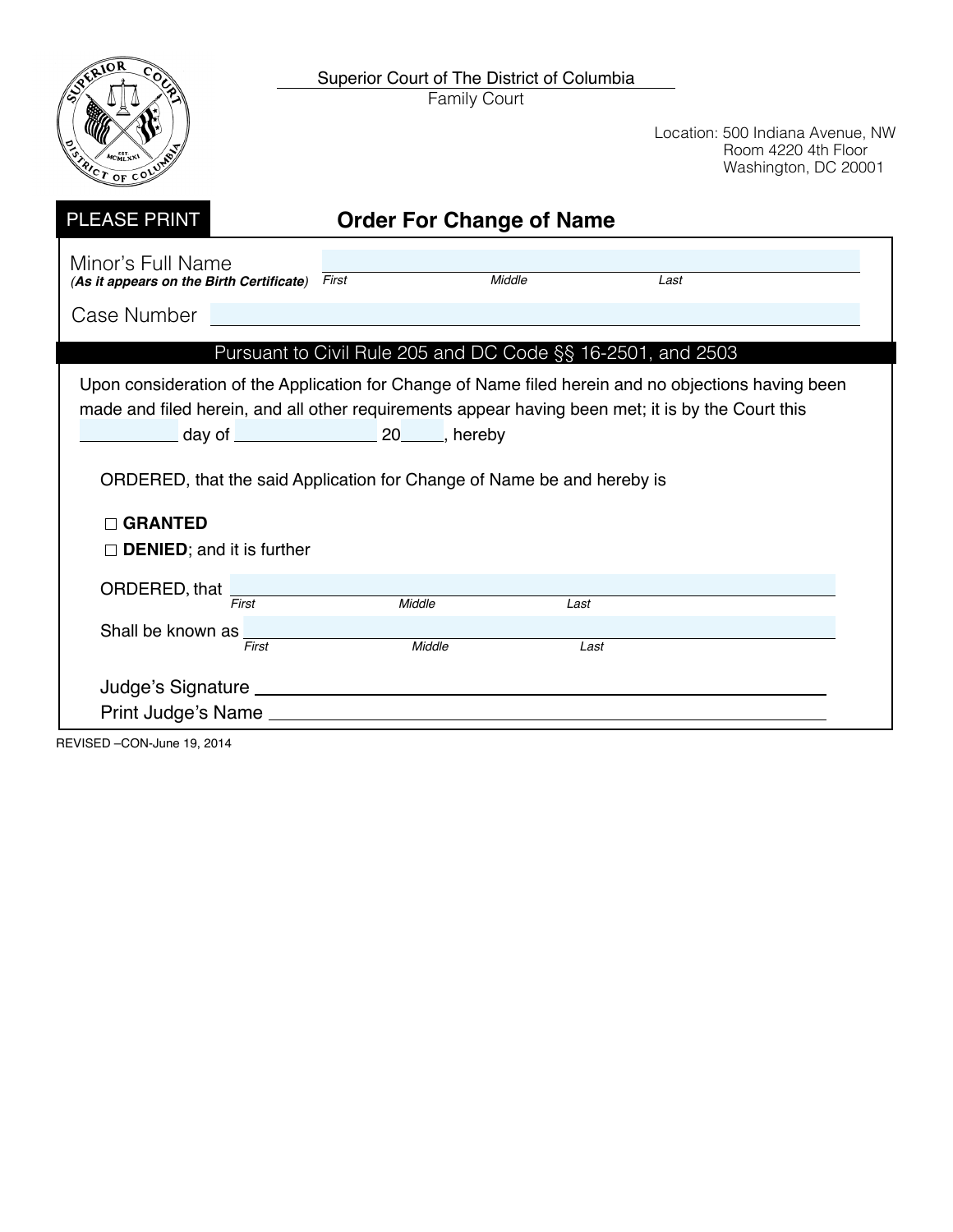Superior Court of The District of Columbia
Family Court

Location: 500 Indiana Avenue, NW
Room 4220 4th Floor
Washington, DC 20001

PLEASE PRINT

# Order For Change of Name

Minor's Full Name
***(As it appears on the Birth Certificate)*** ______________________
*First* *Middle* *Last*

Case Number ______________________

**Pursuant to Civil Rule 205 and DC Code §§ 16-2501, and 2503**

Upon consideration of the Application for Change of Name filed herein and no objections having been made and filed herein, and all other requirements appear having been met; it is by the Court this __________ day of ______________ 20____, hereby

ORDERED, that the said Application for Change of Name be and hereby is

- ☐ **GRANTED**
- ☐ **DENIED**; and it is further

ORDERED, that ______________________
*First* *Middle* *Last*

Shall be known as ______________________
*First* *Middle* *Last*

Judge's Signature ______________________

Print Judge's Name ______________________

REVISED –CON-June 19, 2014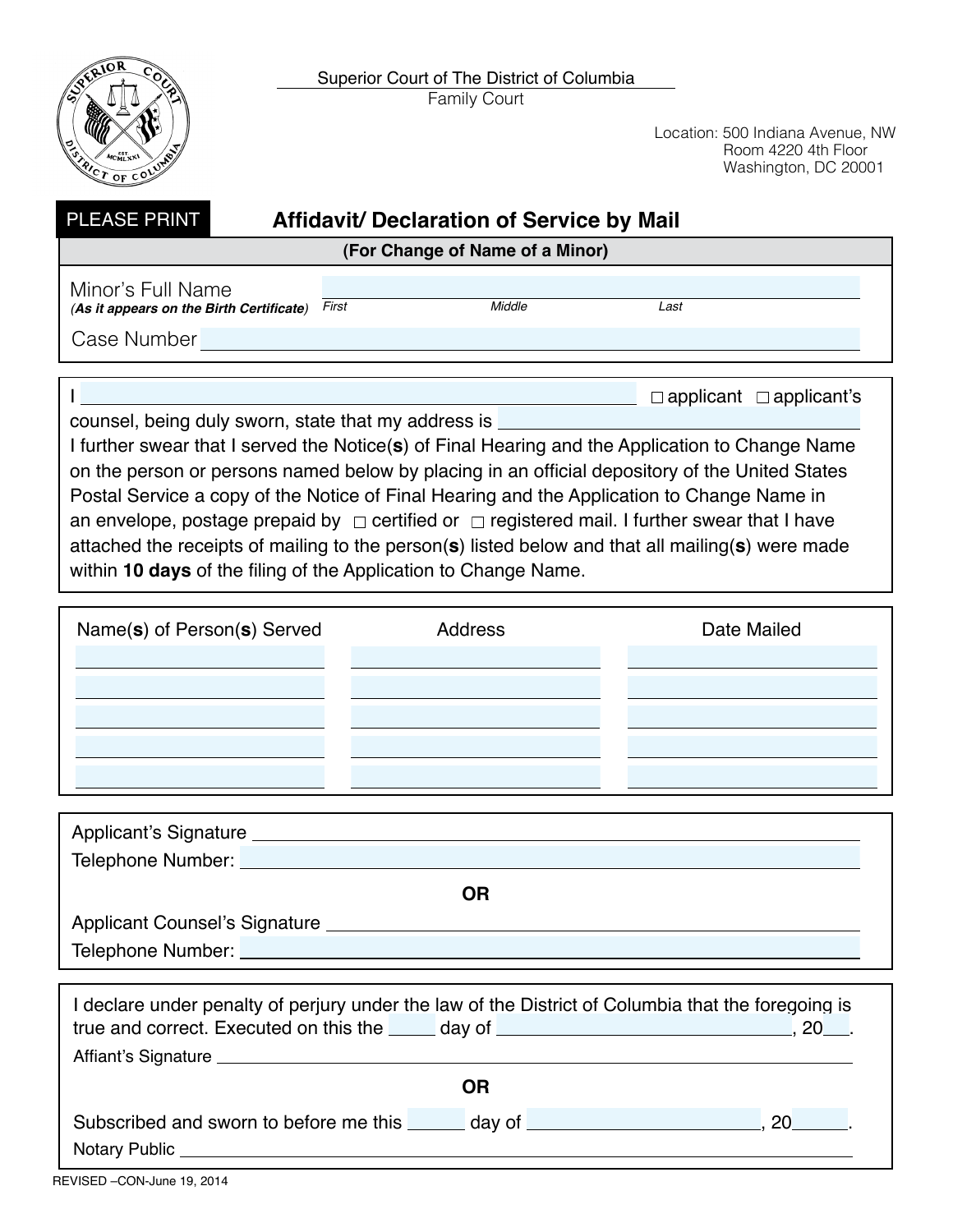Superior Court of The District of Columbia
Family Court

Location: 500 Indiana Avenue, NW
Room 4220 4th Floor
Washington, DC 20001

PLEASE PRINT

# Affidavit/ Declaration of Service by Mail

**(For Change of Name of a Minor)**

Minor's Full Name ______________________________________________
(***As it appears on the Birth Certificate***) *First* *Middle* *Last*

Case Number ______________________________________________

I ______________________________________________ ☐ applicant ☐ applicant's counsel, being duly sworn, state that my address is ______________________________
I further swear that I served the Notice(**s**) of Final Hearing and the Application to Change Name on the person or persons named below by placing in an official depository of the United States Postal Service a copy of the Notice of Final Hearing and the Application to Change Name in an envelope, postage prepaid by ☐ certified or ☐ registered mail. I further swear that I have attached the receipts of mailing to the person(**s**) listed below and that all mailing(**s**) were made within **10 days** of the filing of the Application to Change Name.

| Name(**s**) of Person(**s**) Served | Address | Date Mailed |
| --- | --- | --- |
| | | |
| | | |
| | | |
| | | |
| | | |

Applicant's Signature ______________________________________________
Telephone Number: ______________________________________________

**OR**

Applicant Counsel's Signature ______________________________________________
Telephone Number: ______________________________________________

I declare under penalty of perjury under the law of the District of Columbia that the foregoing is true and correct. Executed on this the _____ day of ______________________________, 20___.
Affiant's Signature ______________________________________________

**OR**

Subscribed and sworn to before me this _____ day of ______________________________, 20_____.
Notary Public ______________________________________________

REVISED –CON-June 19, 2014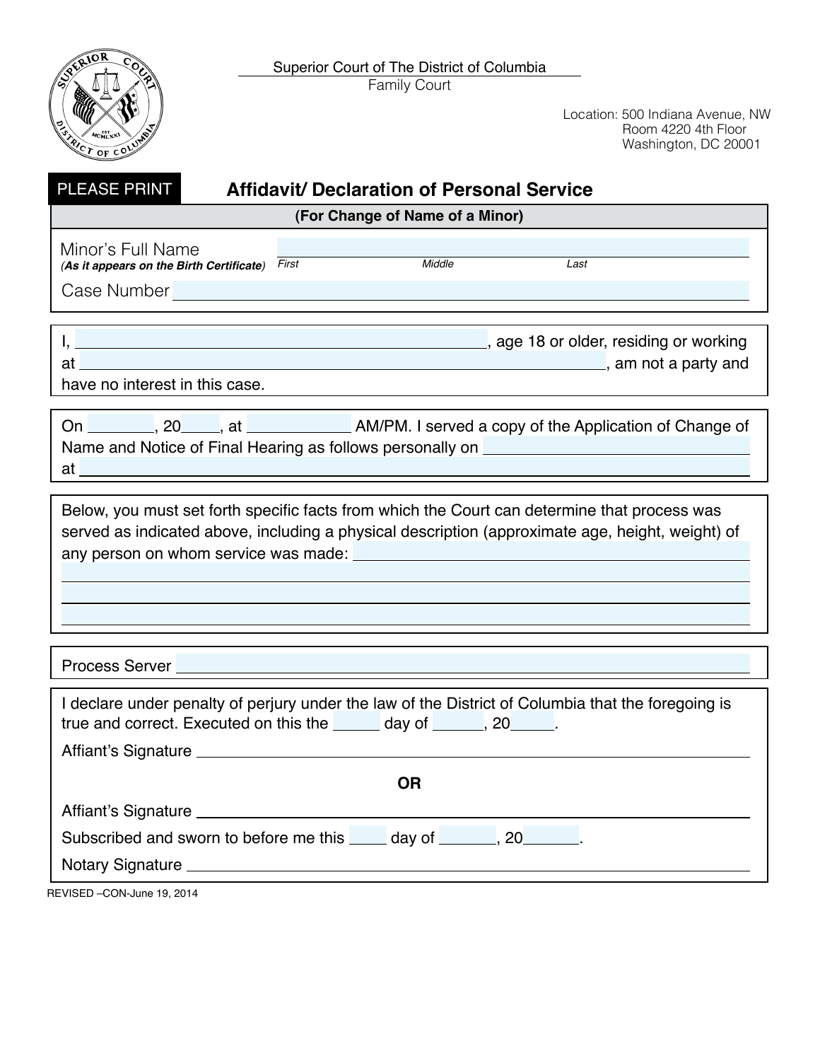Superior Court of The District of Columbia
Family Court

Location: 500 Indiana Avenue, NW
Room 4220 4th Floor
Washington, DC 20001

PLEASE PRINT

# Affidavit/ Declaration of Personal Service

**(For Change of Name of a Minor)**

Minor's Full Name ______________________________________________
*(**As it appears on the Birth Certificate**)* *First* *Middle* *Last*

Case Number ______________________________________________

I, ______________________________, age 18 or older, residing or working at ______________________________________________, am not a party and have no interest in this case.

On ________, 20_____, at ____________ AM/PM. I served a copy of the Application of Change of Name and Notice of Final Hearing as follows personally on ______________________________ at ______________________________________________

Below, you must set forth specific facts from which the Court can determine that process was served as indicated above, including a physical description (approximate age, height, weight) of any person on whom service was made: ______________________________________________
______________________________________________
______________________________________________
______________________________________________

Process Server ______________________________________________

I declare under penalty of perjury under the law of the District of Columbia that the foregoing is true and correct. Executed on this the _____ day of ______, 20_____.

Affiant's Signature ______________________________________________

**OR**

Affiant's Signature ______________________________________________

Subscribed and sworn to before me this _____ day of _______, 20_______.

Notary Signature ______________________________________________

REVISED –CON-June 19, 2014